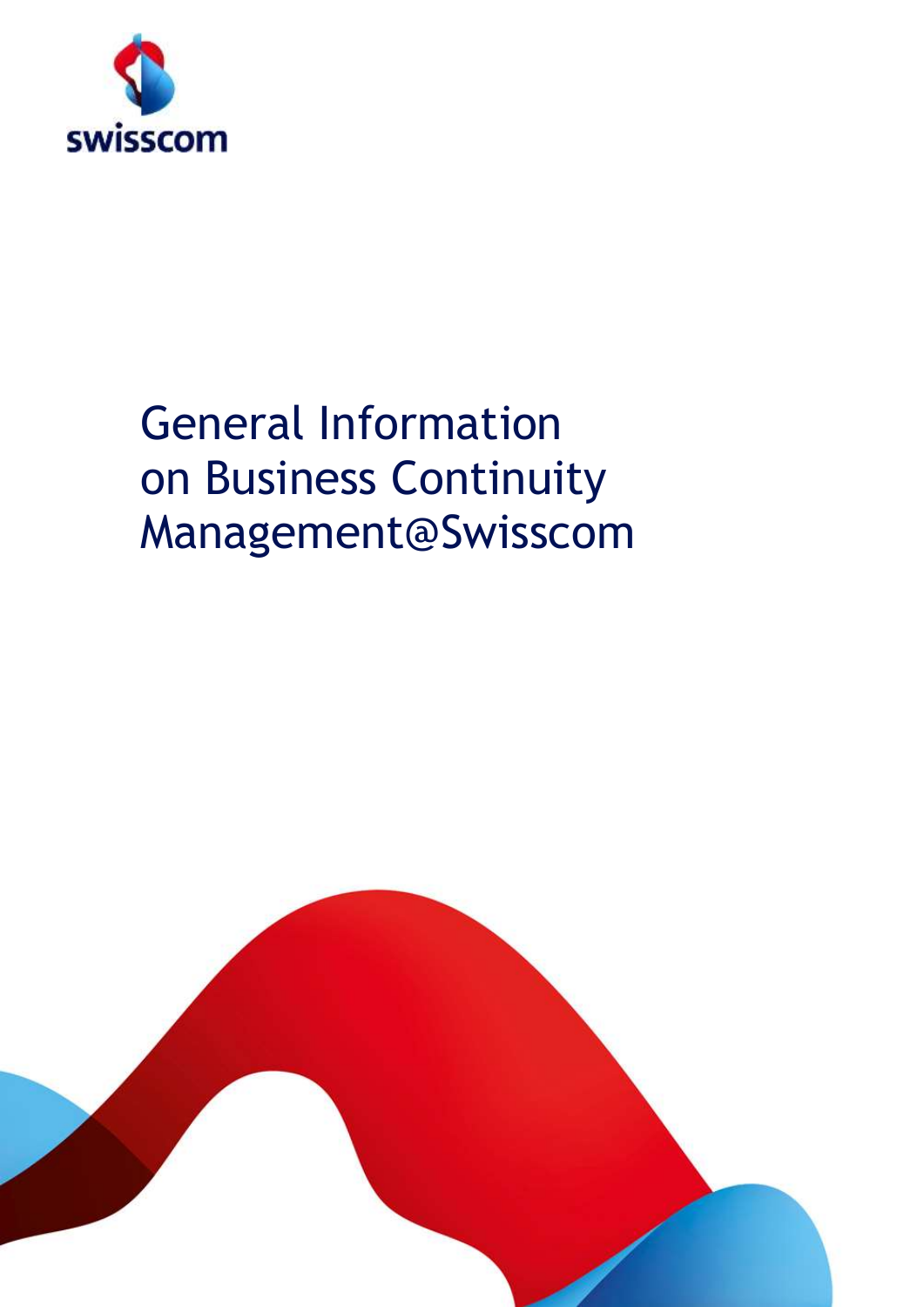swisscom

# General Information on Business Continuity Management@Swisscom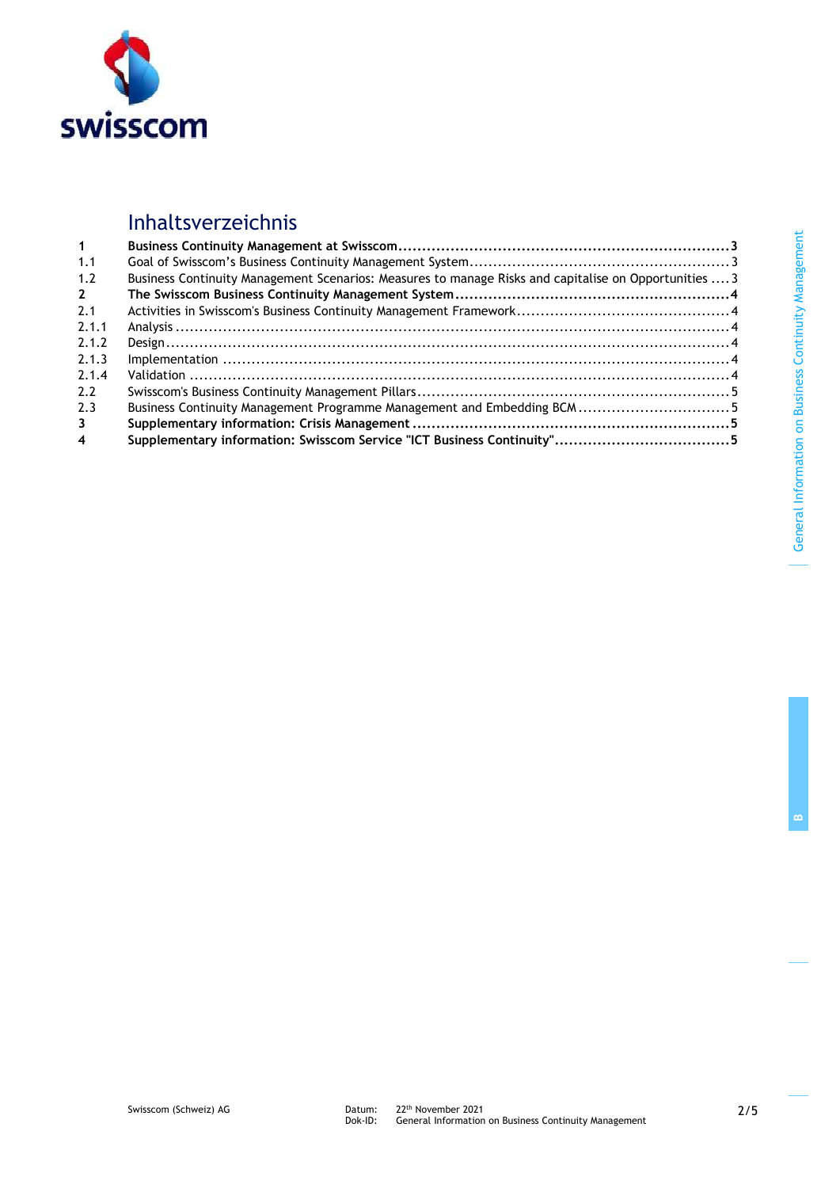# Inhaltsverzeichnis

| | | |
|---|---|---|
| **1** | **Business Continuity Management at Swisscom** | **3** |
| 1.1 | Goal of Swisscom's Business Continuity Management System | 3 |
| 1.2 | Business Continuity Management Scenarios: Measures to manage Risks and capitalise on Opportunities | 3 |
| **2** | **The Swisscom Business Continuity Management System** | **4** |
| 2.1 | Activities in Swisscom's Business Continuity Management Framework | 4 |
| 2.1.1 | Analysis | 4 |
| 2.1.2 | Design | 4 |
| 2.1.3 | Implementation | 4 |
| 2.1.4 | Validation | 4 |
| 2.2 | Swisscom's Business Continuity Management Pillars | 5 |
| 2.3 | Business Continuity Management Programme Management and Embedding BCM | 5 |
| **3** | **Supplementary information: Crisis Management** | **5** |
| **4** | **Supplementary information: Swisscom Service "ICT Business Continuity"** | **5** |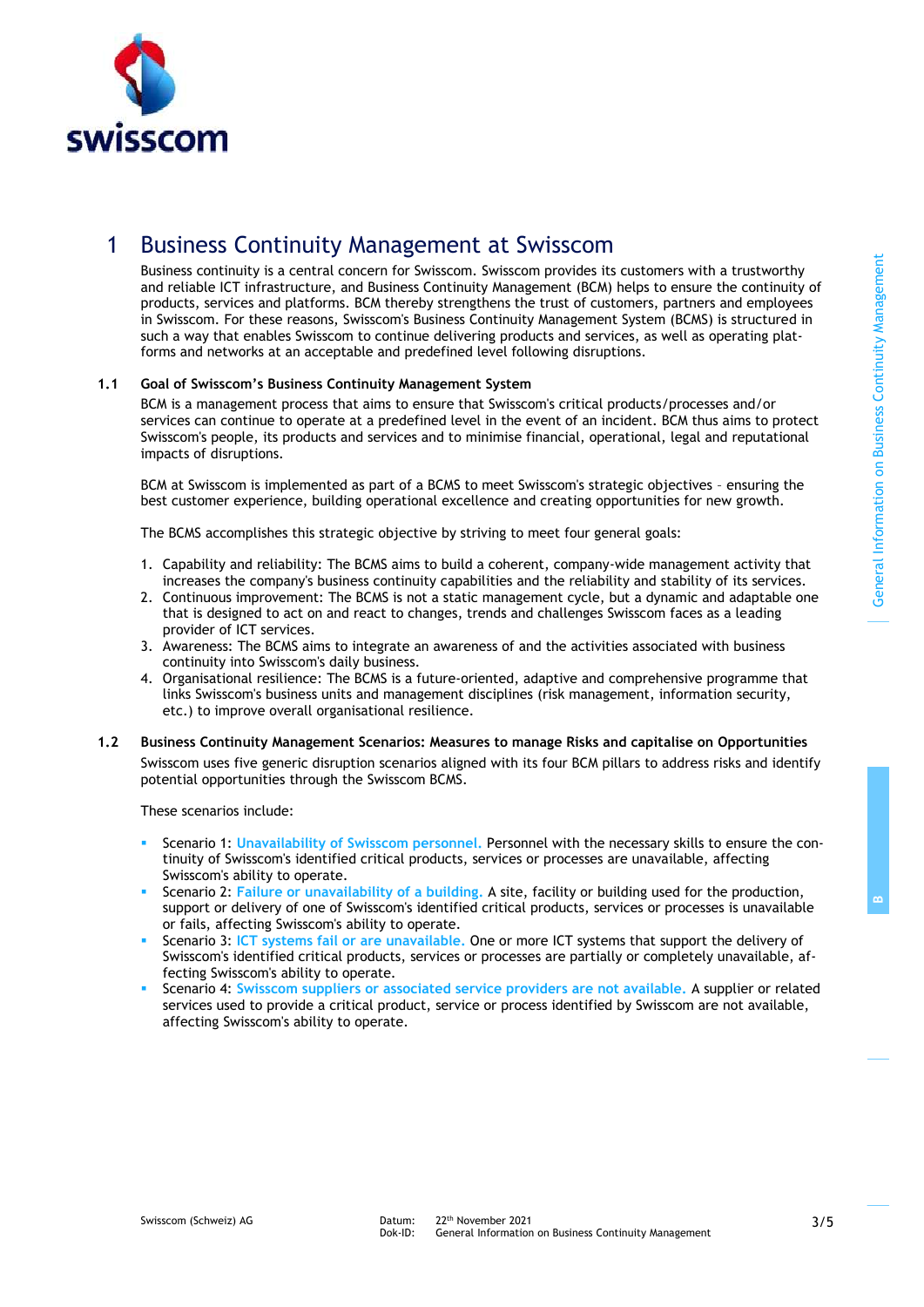# 1 Business Continuity Management at Swisscom

Business continuity is a central concern for Swisscom. Swisscom provides its customers with a trustworthy and reliable ICT infrastructure, and Business Continuity Management (BCM) helps to ensure the continuity of products, services and platforms. BCM thereby strengthens the trust of customers, partners and employees in Swisscom. For these reasons, Swisscom's Business Continuity Management System (BCMS) is structured in such a way that enables Swisscom to continue delivering products and services, as well as operating platforms and networks at an acceptable and predefined level following disruptions.

### 1.1 Goal of Swisscom's Business Continuity Management System

BCM is a management process that aims to ensure that Swisscom's critical products/processes and/or services can continue to operate at a predefined level in the event of an incident. BCM thus aims to protect Swisscom's people, its products and services and to minimise financial, operational, legal and reputational impacts of disruptions.

BCM at Swisscom is implemented as part of a BCMS to meet Swisscom's strategic objectives – ensuring the best customer experience, building operational excellence and creating opportunities for new growth.

The BCMS accomplishes this strategic objective by striving to meet four general goals:

1. Capability and reliability: The BCMS aims to build a coherent, company-wide management activity that increases the company's business continuity capabilities and the reliability and stability of its services.
2. Continuous improvement: The BCMS is not a static management cycle, but a dynamic and adaptable one that is designed to act on and react to changes, trends and challenges Swisscom faces as a leading provider of ICT services.
3. Awareness: The BCMS aims to integrate an awareness of and the activities associated with business continuity into Swisscom's daily business.
4. Organisational resilience: The BCMS is a future-oriented, adaptive and comprehensive programme that links Swisscom's business units and management disciplines (risk management, information security, etc.) to improve overall organisational resilience.

### 1.2 Business Continuity Management Scenarios: Measures to manage Risks and capitalise on Opportunities

Swisscom uses five generic disruption scenarios aligned with its four BCM pillars to address risks and identify potential opportunities through the Swisscom BCMS.

These scenarios include:

- Scenario 1: **Unavailability of Swisscom personnel.** Personnel with the necessary skills to ensure the continuity of Swisscom's identified critical products, services or processes are unavailable, affecting Swisscom's ability to operate.
- Scenario 2: **Failure or unavailability of a building.** A site, facility or building used for the production, support or delivery of one of Swisscom's identified critical products, services or processes is unavailable or fails, affecting Swisscom's ability to operate.
- Scenario 3: **ICT systems fail or are unavailable.** One or more ICT systems that support the delivery of Swisscom's identified critical products, services or processes are partially or completely unavailable, affecting Swisscom's ability to operate.
- Scenario 4: **Swisscom suppliers or associated service providers are not available.** A supplier or related services used to provide a critical product, service or process identified by Swisscom are not available, affecting Swisscom's ability to operate.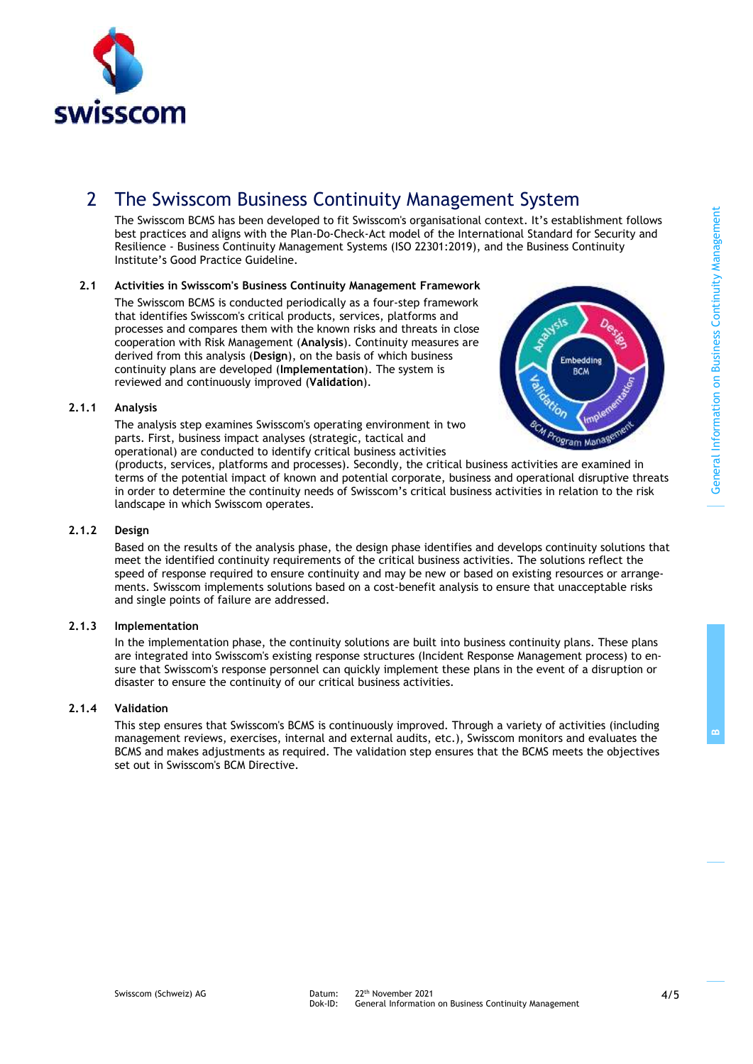## 2 The Swisscom Business Continuity Management System

The Swisscom BCMS has been developed to fit Swisscom's organisational context. It's establishment follows best practices and aligns with the Plan-Do-Check-Act model of the International Standard for Security and Resilience - Business Continuity Management Systems (ISO 22301:2019), and the Business Continuity Institute's Good Practice Guideline.

### 2.1 Activities in Swisscom's Business Continuity Management Framework

The Swisscom BCMS is conducted periodically as a four-step framework that identifies Swisscom's critical products, services, platforms and processes and compares them with the known risks and threats in close cooperation with Risk Management (**Analysis**). Continuity measures are derived from this analysis (**Design**), on the basis of which business continuity plans are developed (**Implementation**). The system is reviewed and continuously improved (**Validation**).

Analysis
Design
Embedding BCM
Validation
Implementation
BCM Program Management

#### 2.1.1 Analysis

The analysis step examines Swisscom's operating environment in two parts. First, business impact analyses (strategic, tactical and operational) are conducted to identify critical business activities (products, services, platforms and processes). Secondly, the critical business activities are examined in terms of the potential impact of known and potential corporate, business and operational disruptive threats in order to determine the continuity needs of Swisscom's critical business activities in relation to the risk landscape in which Swisscom operates.

#### 2.1.2 Design

Based on the results of the analysis phase, the design phase identifies and develops continuity solutions that meet the identified continuity requirements of the critical business activities. The solutions reflect the speed of response required to ensure continuity and may be new or based on existing resources or arrangements. Swisscom implements solutions based on a cost-benefit analysis to ensure that unacceptable risks and single points of failure are addressed.

#### 2.1.3 Implementation

In the implementation phase, the continuity solutions are built into business continuity plans. These plans are integrated into Swisscom's existing response structures (Incident Response Management process) to ensure that Swisscom's response personnel can quickly implement these plans in the event of a disruption or disaster to ensure the continuity of our critical business activities.

#### 2.1.4 Validation

This step ensures that Swisscom's BCMS is continuously improved. Through a variety of activities (including management reviews, exercises, internal and external audits, etc.), Swisscom monitors and evaluates the BCMS and makes adjustments as required. The validation step ensures that the BCMS meets the objectives set out in Swisscom's BCM Directive.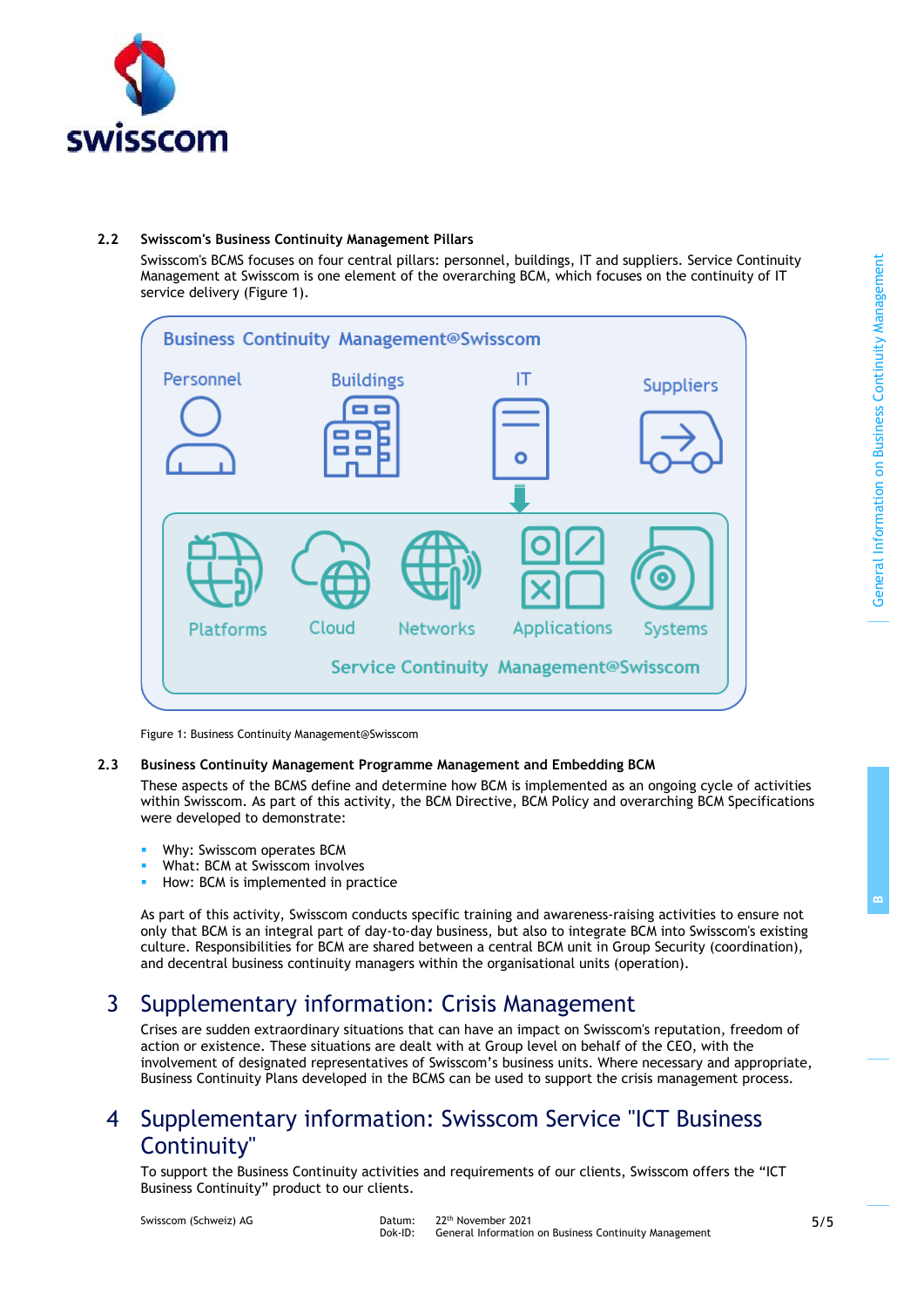### 2.2 Swisscom's Business Continuity Management Pillars

Swisscom's BCMS focuses on four central pillars: personnel, buildings, IT and suppliers. Service Continuity Management at Swisscom is one element of the overarching BCM, which focuses on the continuity of IT service delivery (Figure 1).

Business Continuity Management@Swisscom

Personnel

Buildings

IT

Suppliers

Platforms

Cloud

Networks

Applications

Systems

Service Continuity Management@Swisscom

Figure 1: Business Continuity Management@Swisscom

### 2.3 Business Continuity Management Programme Management and Embedding BCM

These aspects of the BCMS define and determine how BCM is implemented as an ongoing cycle of activities within Swisscom. As part of this activity, the BCM Directive, BCM Policy and overarching BCM Specifications were developed to demonstrate:

- Why: Swisscom operates BCM
- What: BCM at Swisscom involves
- How: BCM is implemented in practice

As part of this activity, Swisscom conducts specific training and awareness-raising activities to ensure not only that BCM is an integral part of day-to-day business, but also to integrate BCM into Swisscom's existing culture. Responsibilities for BCM are shared between a central BCM unit in Group Security (coordination), and decentral business continuity managers within the organisational units (operation).

## 3 Supplementary information: Crisis Management

Crises are sudden extraordinary situations that can have an impact on Swisscom's reputation, freedom of action or existence. These situations are dealt with at Group level on behalf of the CEO, with the involvement of designated representatives of Swisscom's business units. Where necessary and appropriate, Business Continuity Plans developed in the BCMS can be used to support the crisis management process.

## 4 Supplementary information: Swisscom Service "ICT Business Continuity"

To support the Business Continuity activities and requirements of our clients, Swisscom offers the "ICT Business Continuity" product to our clients.